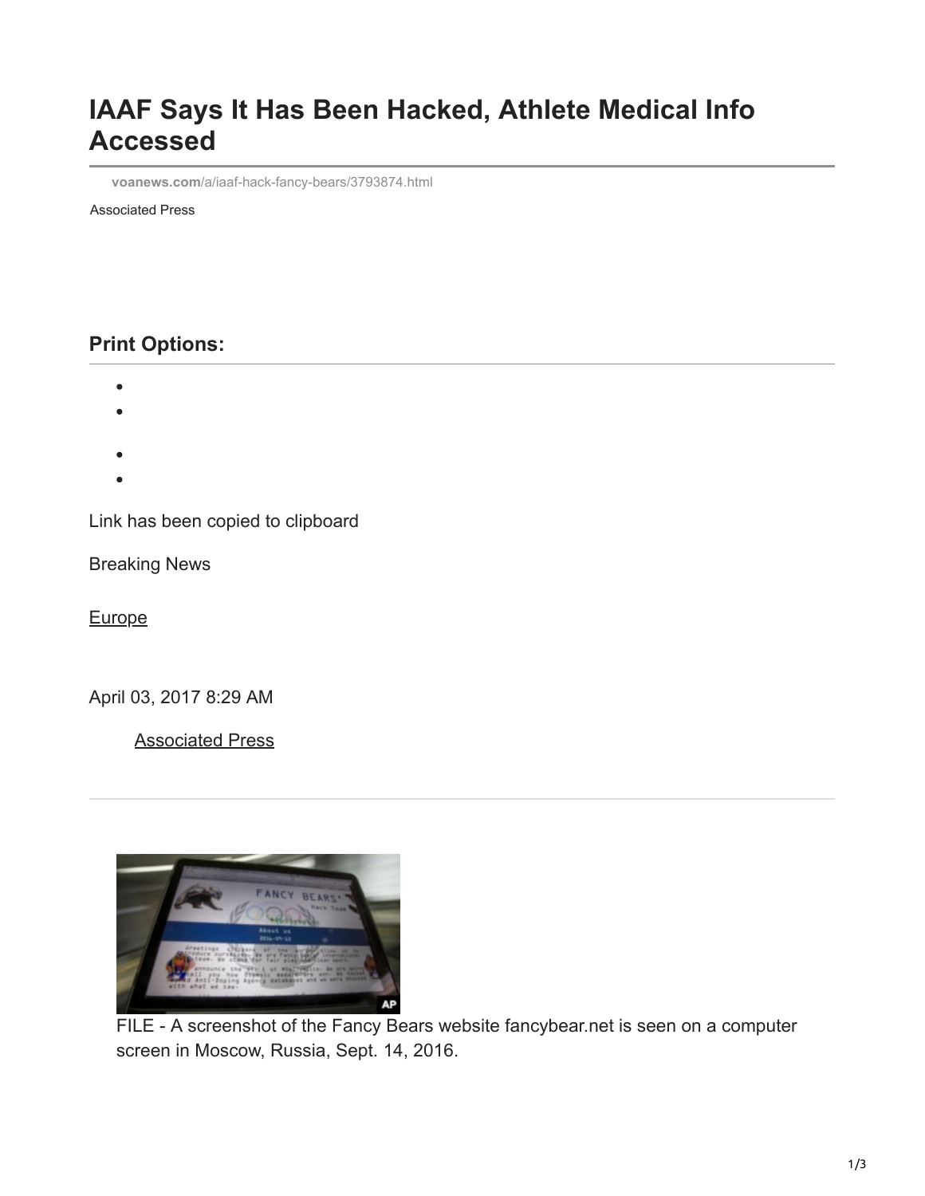# IAAF Says It Has Been Hacked, Athlete Medical Info Accessed

voanews.com/a/iaaf-hack-fancy-bears/3793874.html

Associated Press

## Print Options:

Link has been copied to clipboard

Breaking News

Europe

April 03, 2017 8:29 AM

Associated Press

FILE - A screenshot of the Fancy Bears website fancybear.net is seen on a computer screen in Moscow, Russia, Sept. 14, 2016.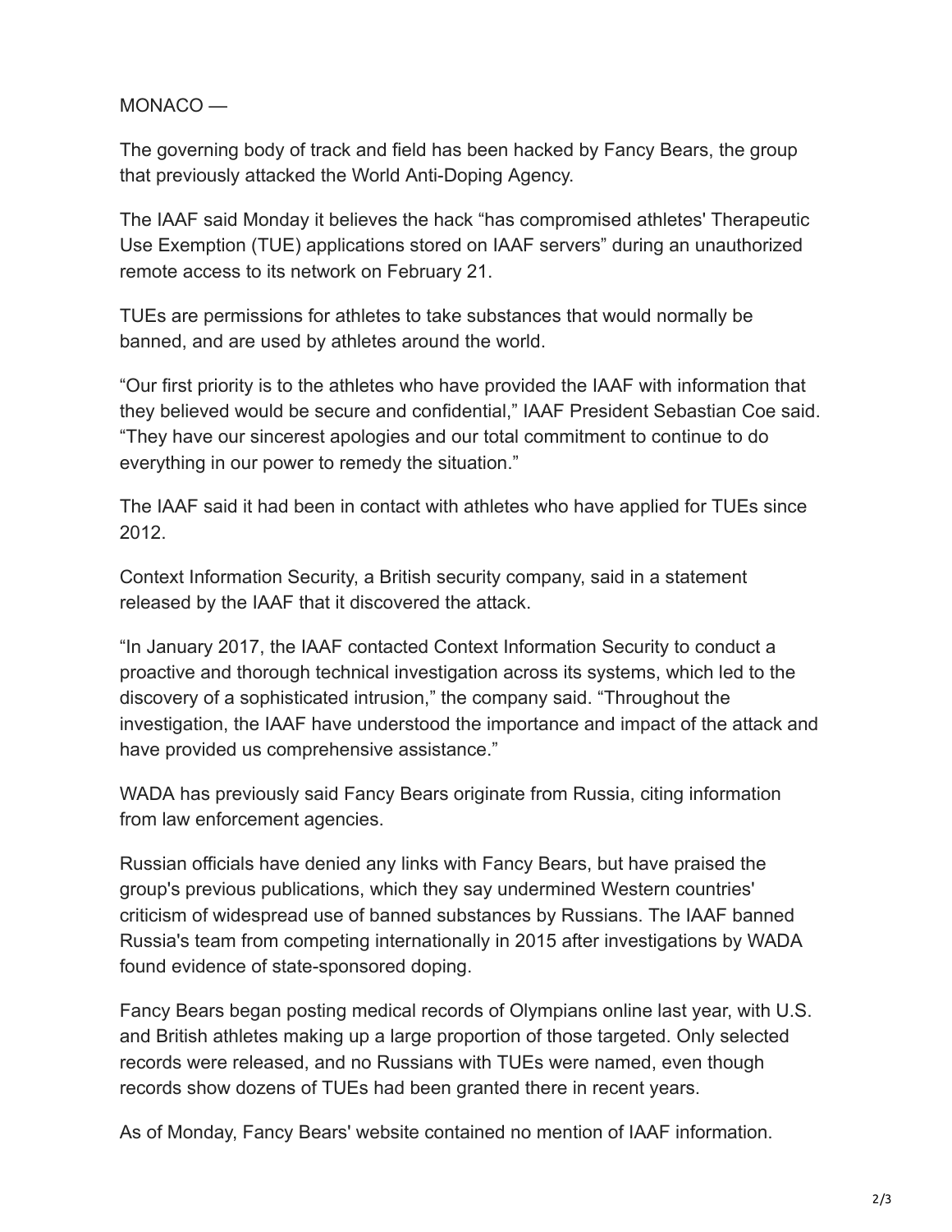MONACO —

The governing body of track and field has been hacked by Fancy Bears, the group that previously attacked the World Anti-Doping Agency.

The IAAF said Monday it believes the hack "has compromised athletes' Therapeutic Use Exemption (TUE) applications stored on IAAF servers" during an unauthorized remote access to its network on February 21.

TUEs are permissions for athletes to take substances that would normally be banned, and are used by athletes around the world.

"Our first priority is to the athletes who have provided the IAAF with information that they believed would be secure and confidential," IAAF President Sebastian Coe said. "They have our sincerest apologies and our total commitment to continue to do everything in our power to remedy the situation."

The IAAF said it had been in contact with athletes who have applied for TUEs since 2012.

Context Information Security, a British security company, said in a statement released by the IAAF that it discovered the attack.

"In January 2017, the IAAF contacted Context Information Security to conduct a proactive and thorough technical investigation across its systems, which led to the discovery of a sophisticated intrusion," the company said. "Throughout the investigation, the IAAF have understood the importance and impact of the attack and have provided us comprehensive assistance."

WADA has previously said Fancy Bears originate from Russia, citing information from law enforcement agencies.

Russian officials have denied any links with Fancy Bears, but have praised the group's previous publications, which they say undermined Western countries' criticism of widespread use of banned substances by Russians. The IAAF banned Russia's team from competing internationally in 2015 after investigations by WADA found evidence of state-sponsored doping.

Fancy Bears began posting medical records of Olympians online last year, with U.S. and British athletes making up a large proportion of those targeted. Only selected records were released, and no Russians with TUEs were named, even though records show dozens of TUEs had been granted there in recent years.

As of Monday, Fancy Bears' website contained no mention of IAAF information.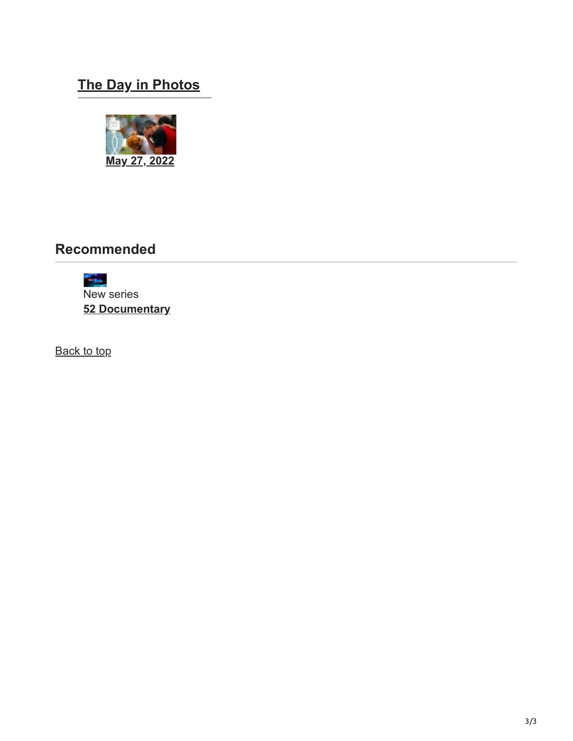## The Day in Photos

May 27, 2022

## Recommended

New series

**52 Documentary**

Back to top